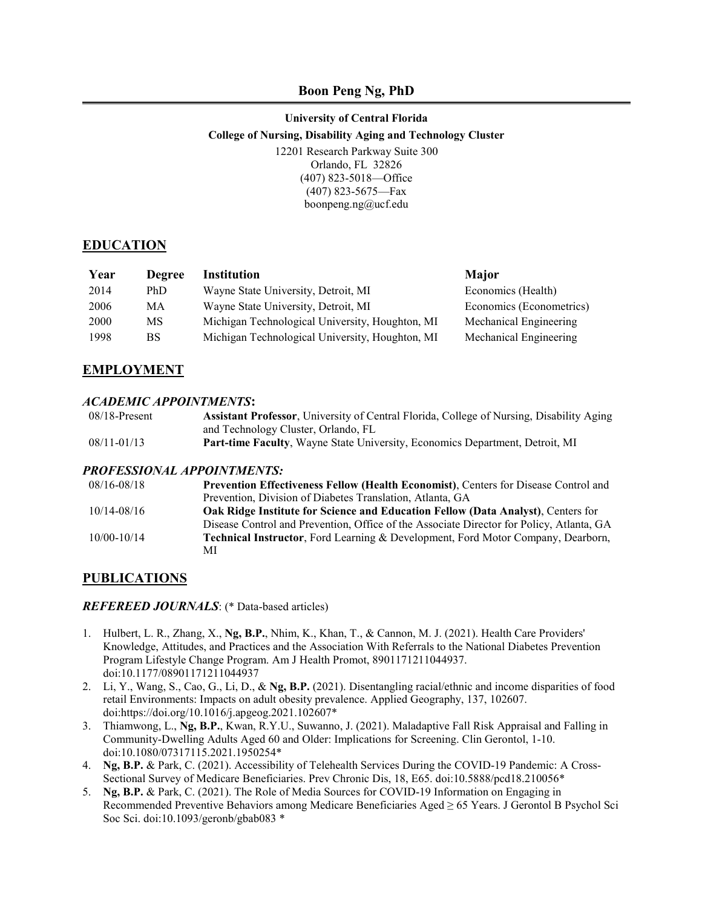# Boon Peng Ng, PhD

**University of Central Florida**
**College of Nursing, Disability Aging and Technology Cluster**
12201 Research Parkway Suite 300
Orlando, FL 32826
(407) 823-5018—Office
(407) 823-5675—Fax
boonpeng.ng@ucf.edu

## EDUCATION

| Year | Degree | Institution | Major |
|---|---|---|---|
| 2014 | PhD | Wayne State University, Detroit, MI | Economics (Health) |
| 2006 | MA | Wayne State University, Detroit, MI | Economics (Econometrics) |
| 2000 | MS | Michigan Technological University, Houghton, MI | Mechanical Engineering |
| 1998 | BS | Michigan Technological University, Houghton, MI | Mechanical Engineering |

## EMPLOYMENT

### *ACADEMIC APPOINTMENTS*:

| | |
|---|---|
| 08/18-Present | **Assistant Professor**, University of Central Florida, College of Nursing, Disability Aging and Technology Cluster, Orlando, FL |
| 08/11-01/13 | **Part-time Faculty**, Wayne State University, Economics Department, Detroit, MI |

### *PROFESSIONAL APPOINTMENTS:*

| | |
|---|---|
| 08/16-08/18 | **Prevention Effectiveness Fellow (Health Economist)**, Centers for Disease Control and Prevention, Division of Diabetes Translation, Atlanta, GA |
| 10/14-08/16 | **Oak Ridge Institute for Science and Education Fellow (Data Analyst)**, Centers for Disease Control and Prevention, Office of the Associate Director for Policy, Atlanta, GA |
| 10/00-10/14 | **Technical Instructor**, Ford Learning & Development, Ford Motor Company, Dearborn, MI |

## PUBLICATIONS

### *REFEREED JOURNALS*: (* Data-based articles)

1. Hulbert, L. R., Zhang, X., **Ng, B.P.**, Nhim, K., Khan, T., & Cannon, M. J. (2021). Health Care Providers' Knowledge, Attitudes, and Practices and the Association With Referrals to the National Diabetes Prevention Program Lifestyle Change Program. Am J Health Promot, 8901171211044937. doi:10.1177/08901171211044937
2. Li, Y., Wang, S., Cao, G., Li, D., & **Ng, B.P.** (2021). Disentangling racial/ethnic and income disparities of food retail Environments: Impacts on adult obesity prevalence. Applied Geography, 137, 102607. doi:https://doi.org/10.1016/j.apgeog.2021.102607*
3. Thiamwong, L., **Ng, B.P.**, Kwan, R.Y.U., Suwanno, J. (2021). Maladaptive Fall Risk Appraisal and Falling in Community-Dwelling Adults Aged 60 and Older: Implications for Screening. Clin Gerontol, 1-10. doi:10.1080/07317115.2021.1950254*
4. **Ng, B.P.** & Park, C. (2021). Accessibility of Telehealth Services During the COVID-19 Pandemic: A Cross-Sectional Survey of Medicare Beneficiaries. Prev Chronic Dis, 18, E65. doi:10.5888/pcd18.210056*
5. **Ng, B.P.** & Park, C. (2021). The Role of Media Sources for COVID-19 Information on Engaging in Recommended Preventive Behaviors among Medicare Beneficiaries Aged ≥ 65 Years. J Gerontol B Psychol Sci Soc Sci. doi:10.1093/geronb/gbab083 *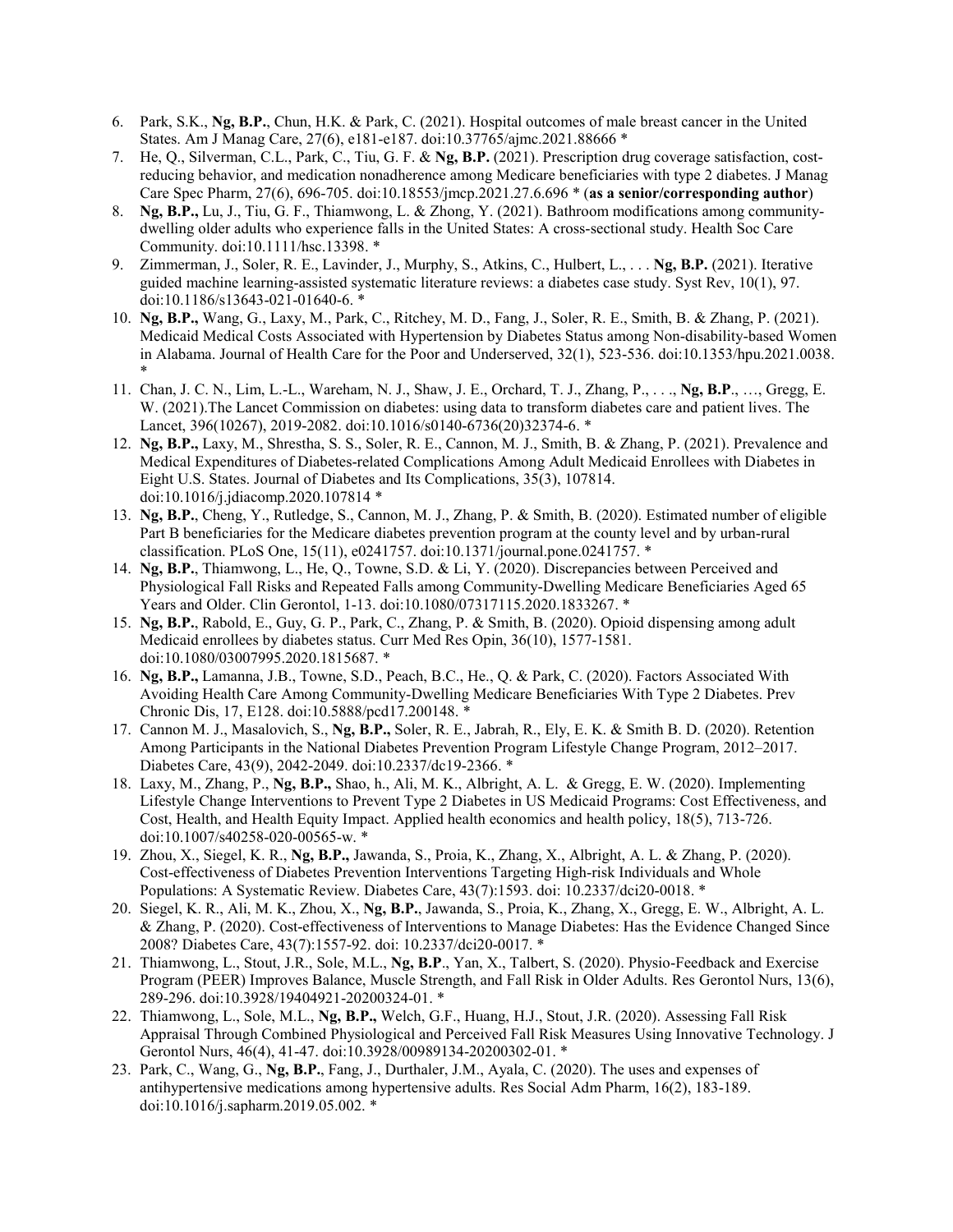6. Park, S.K., **Ng, B.P.**, Chun, H.K. & Park, C. (2021). Hospital outcomes of male breast cancer in the United States. Am J Manag Care, 27(6), e181-e187. doi:10.37765/ajmc.2021.88666 *
7. He, Q., Silverman, C.L., Park, C., Tiu, G. F. & **Ng, B.P.** (2021). Prescription drug coverage satisfaction, cost-reducing behavior, and medication nonadherence among Medicare beneficiaries with type 2 diabetes. J Manag Care Spec Pharm, 27(6), 696-705. doi:10.18553/jmcp.2021.27.6.696 * (**as a senior/corresponding author**)
8. **Ng, B.P.,** Lu, J., Tiu, G. F., Thiamwong, L. & Zhong, Y. (2021). Bathroom modifications among community-dwelling older adults who experience falls in the United States: A cross-sectional study. Health Soc Care Community. doi:10.1111/hsc.13398. *
9. Zimmerman, J., Soler, R. E., Lavinder, J., Murphy, S., Atkins, C., Hulbert, L., . . . **Ng, B.P.** (2021). Iterative guided machine learning-assisted systematic literature reviews: a diabetes case study. Syst Rev, 10(1), 97. doi:10.1186/s13643-021-01640-6. *
10. **Ng, B.P.,** Wang, G., Laxy, M., Park, C., Ritchey, M. D., Fang, J., Soler, R. E., Smith, B. & Zhang, P. (2021). Medicaid Medical Costs Associated with Hypertension by Diabetes Status among Non-disability-based Women in Alabama. Journal of Health Care for the Poor and Underserved, 32(1), 523-536. doi:10.1353/hpu.2021.0038. *
11. Chan, J. C. N., Lim, L.-L., Wareham, N. J., Shaw, J. E., Orchard, T. J., Zhang, P., . . ., **Ng, B.P**., …, Gregg, E. W. (2021).The Lancet Commission on diabetes: using data to transform diabetes care and patient lives. The Lancet, 396(10267), 2019-2082. doi:10.1016/s0140-6736(20)32374-6. *
12. **Ng, B.P.,** Laxy, M., Shrestha, S. S., Soler, R. E., Cannon, M. J., Smith, B. & Zhang, P. (2021). Prevalence and Medical Expenditures of Diabetes-related Complications Among Adult Medicaid Enrollees with Diabetes in Eight U.S. States. Journal of Diabetes and Its Complications, 35(3), 107814. doi:10.1016/j.jdiacomp.2020.107814 *
13. **Ng, B.P.**, Cheng, Y., Rutledge, S., Cannon, M. J., Zhang, P. & Smith, B. (2020). Estimated number of eligible Part B beneficiaries for the Medicare diabetes prevention program at the county level and by urban-rural classification. PLoS One, 15(11), e0241757. doi:10.1371/journal.pone.0241757. *
14. **Ng, B.P.**, Thiamwong, L., He, Q., Towne, S.D. & Li, Y. (2020). Discrepancies between Perceived and Physiological Fall Risks and Repeated Falls among Community-Dwelling Medicare Beneficiaries Aged 65 Years and Older. Clin Gerontol, 1-13. doi:10.1080/07317115.2020.1833267. *
15. **Ng, B.P.**, Rabold, E., Guy, G. P., Park, C., Zhang, P. & Smith, B. (2020). Opioid dispensing among adult Medicaid enrollees by diabetes status. Curr Med Res Opin, 36(10), 1577-1581. doi:10.1080/03007995.2020.1815687. *
16. **Ng, B.P.,** Lamanna, J.B., Towne, S.D., Peach, B.C., He, Q. & Park, C. (2020). Factors Associated With Avoiding Health Care Among Community-Dwelling Medicare Beneficiaries With Type 2 Diabetes. Prev Chronic Dis, 17, E128. doi:10.5888/pcd17.200148. *
17. Cannon M. J., Masalovich, S., **Ng, B.P.,** Soler, R. E., Jabrah, R., Ely, E. K. & Smith B. D. (2020). Retention Among Participants in the National Diabetes Prevention Program Lifestyle Change Program, 2012–2017. Diabetes Care, 43(9), 2042-2049. doi:10.2337/dc19-2366. *
18. Laxy, M., Zhang, P., **Ng, B.P.,** Shao, h., Ali, M. K., Albright, A. L. & Gregg, E. W. (2020). Implementing Lifestyle Change Interventions to Prevent Type 2 Diabetes in US Medicaid Programs: Cost Effectiveness, and Cost, Health, and Health Equity Impact. Applied health economics and health policy, 18(5), 713-726. doi:10.1007/s40258-020-00565-w. *
19. Zhou, X., Siegel, K. R., **Ng, B.P.,** Jawanda, S., Proia, K., Zhang, X., Albright, A. L. & Zhang, P. (2020). Cost-effectiveness of Diabetes Prevention Interventions Targeting High-risk Individuals and Whole Populations: A Systematic Review. Diabetes Care, 43(7):1593. doi: 10.2337/dci20-0018. *
20. Siegel, K. R., Ali, M. K., Zhou, X., **Ng, B.P.**, Jawanda, S., Proia, K., Zhang, X., Gregg, E. W., Albright, A. L. & Zhang, P. (2020). Cost-effectiveness of Interventions to Manage Diabetes: Has the Evidence Changed Since 2008? Diabetes Care, 43(7):1557-92. doi: 10.2337/dci20-0017. *
21. Thiamwong, L., Stout, J.R., Sole, M.L., **Ng, B.P**., Yan, X., Talbert, S. (2020). Physio-Feedback and Exercise Program (PEER) Improves Balance, Muscle Strength, and Fall Risk in Older Adults. Res Gerontol Nurs, 13(6), 289-296. doi:10.3928/19404921-20200324-01. *
22. Thiamwong, L., Sole, M.L., **Ng, B.P.,** Welch, G.F., Huang, H.J., Stout, J.R. (2020). Assessing Fall Risk Appraisal Through Combined Physiological and Perceived Fall Risk Measures Using Innovative Technology. J Gerontol Nurs, 46(4), 41-47. doi:10.3928/00989134-20200302-01. *
23. Park, C., Wang, G., **Ng, B.P.**, Fang, J., Durthaler, J.M., Ayala, C. (2020). The uses and expenses of antihypertensive medications among hypertensive adults. Res Social Adm Pharm, 16(2), 183-189. doi:10.1016/j.sapharm.2019.05.002. *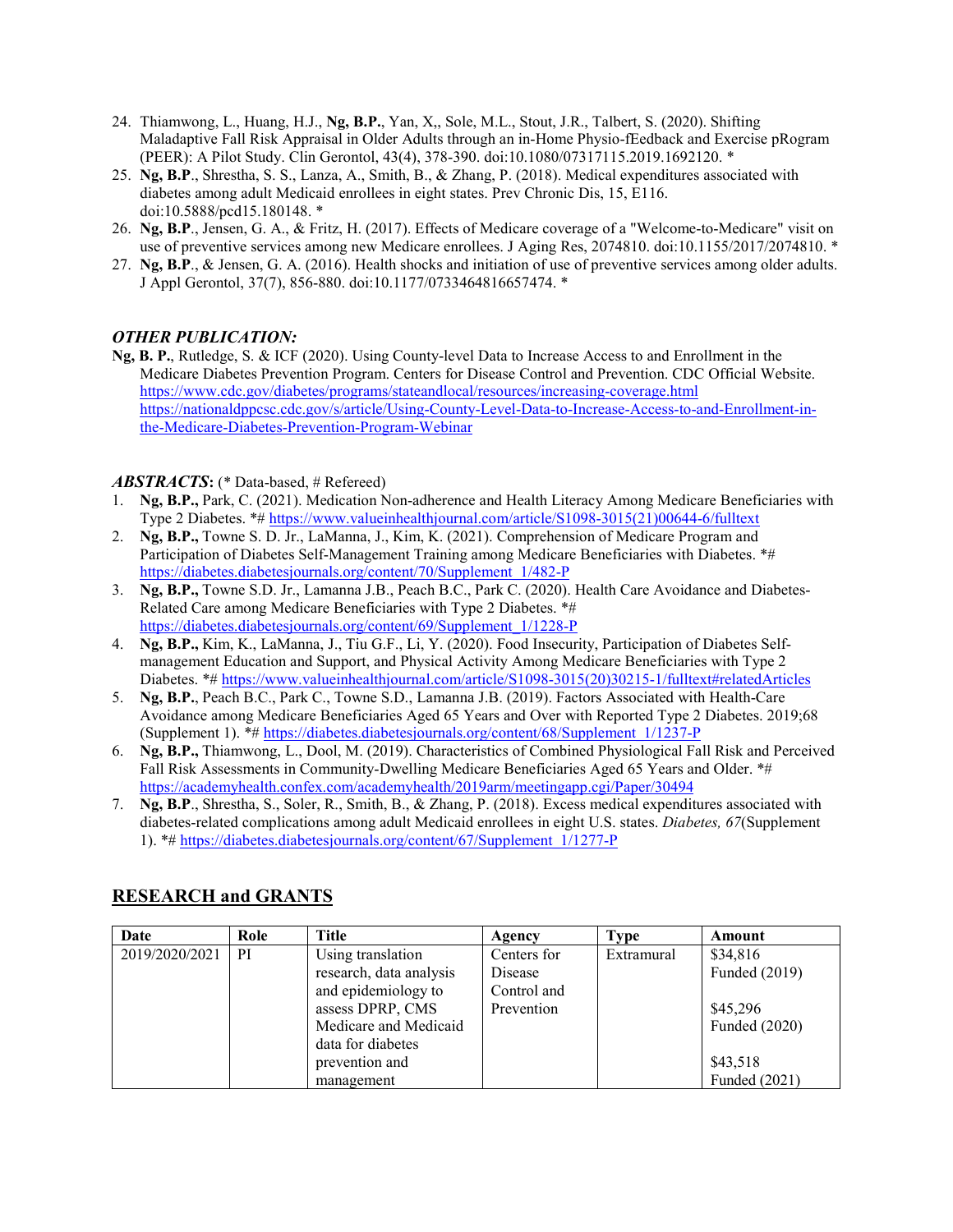24. Thiamwong, L., Huang, H.J., **Ng, B.P.**, Yan, X,, Sole, M.L., Stout, J.R., Talbert, S. (2020). Shifting Maladaptive Fall Risk Appraisal in Older Adults through an in-Home Physio-fEedback and Exercise pRogram (PEER): A Pilot Study. Clin Gerontol, 43(4), 378-390. doi:10.1080/07317115.2019.1692120. *
25. **Ng, B.P**., Shrestha, S. S., Lanza, A., Smith, B., & Zhang, P. (2018). Medical expenditures associated with diabetes among adult Medicaid enrollees in eight states. Prev Chronic Dis, 15, E116. doi:10.5888/pcd15.180148. *
26. **Ng, B.P**., Jensen, G. A., & Fritz, H. (2017). Effects of Medicare coverage of a "Welcome-to-Medicare" visit on use of preventive services among new Medicare enrollees. J Aging Res, 2074810. doi:10.1155/2017/2074810. *
27. **Ng, B.P**., & Jensen, G. A. (2016). Health shocks and initiation of use of preventive services among older adults. J Appl Gerontol, 37(7), 856-880. doi:10.1177/0733464816657474. *

### *OTHER PUBLICATION:*

**Ng, B. P.**, Rutledge, S. & ICF (2020). Using County-level Data to Increase Access to and Enrollment in the Medicare Diabetes Prevention Program. Centers for Disease Control and Prevention. CDC Official Website. https://www.cdc.gov/diabetes/programs/stateandlocal/resources/increasing-coverage.html https://nationaldppcsc.cdc.gov/s/article/Using-County-Level-Data-to-Increase-Access-to-and-Enrollment-in-the-Medicare-Diabetes-Prevention-Program-Webinar

***ABSTRACTS*:** (* Data-based, # Refereed)

1. **Ng, B.P.,** Park, C. (2021). Medication Non-adherence and Health Literacy Among Medicare Beneficiaries with Type 2 Diabetes. *# https://www.valueinhealthjournal.com/article/S1098-3015(21)00644-6/fulltext
2. **Ng, B.P.,** Towne S. D. Jr., LaManna, J., Kim, K. (2021). Comprehension of Medicare Program and Participation of Diabetes Self-Management Training among Medicare Beneficiaries with Diabetes. *# https://diabetes.diabetesjournals.org/content/70/Supplement_1/482-P
3. **Ng, B.P.,** Towne S.D. Jr., Lamanna J.B., Peach B.C., Park C. (2020). Health Care Avoidance and Diabetes-Related Care among Medicare Beneficiaries with Type 2 Diabetes. *# https://diabetes.diabetesjournals.org/content/69/Supplement_1/1228-P
4. **Ng, B.P.,** Kim, K., LaManna, J., Tiu G.F., Li, Y. (2020). Food Insecurity, Participation of Diabetes Self-management Education and Support, and Physical Activity Among Medicare Beneficiaries with Type 2 Diabetes. *# https://www.valueinhealthjournal.com/article/S1098-3015(20)30215-1/fulltext#relatedArticles
5. **Ng, B.P.**, Peach B.C., Park C., Towne S.D., Lamanna J.B. (2019). Factors Associated with Health-Care Avoidance among Medicare Beneficiaries Aged 65 Years and Over with Reported Type 2 Diabetes. 2019;68 (Supplement 1). *# https://diabetes.diabetesjournals.org/content/68/Supplement_1/1237-P
6. **Ng, B.P.,** Thiamwong, L., Dool, M. (2019). Characteristics of Combined Physiological Fall Risk and Perceived Fall Risk Assessments in Community-Dwelling Medicare Beneficiaries Aged 65 Years and Older. *# https://academyhealth.confex.com/academyhealth/2019arm/meetingapp.cgi/Paper/30494
7. **Ng, B.P**., Shrestha, S., Soler, R., Smith, B., & Zhang, P. (2018). Excess medical expenditures associated with diabetes-related complications among adult Medicaid enrollees in eight U.S. states. *Diabetes, 67*(Supplement 1). *# https://diabetes.diabetesjournals.org/content/67/Supplement_1/1277-P

## RESEARCH and GRANTS

| Date | Role | Title | Agency | Type | Amount |
|---|---|---|---|---|---|
| 2019/2020/2021 | PI | Using translation research, data analysis and epidemiology to assess DPRP, CMS Medicare and Medicaid data for diabetes prevention and management | Centers for Disease Control and Prevention | Extramural | $34,816 Funded (2019)<br><br>$45,296 Funded (2020)<br><br>$43,518 Funded (2021) |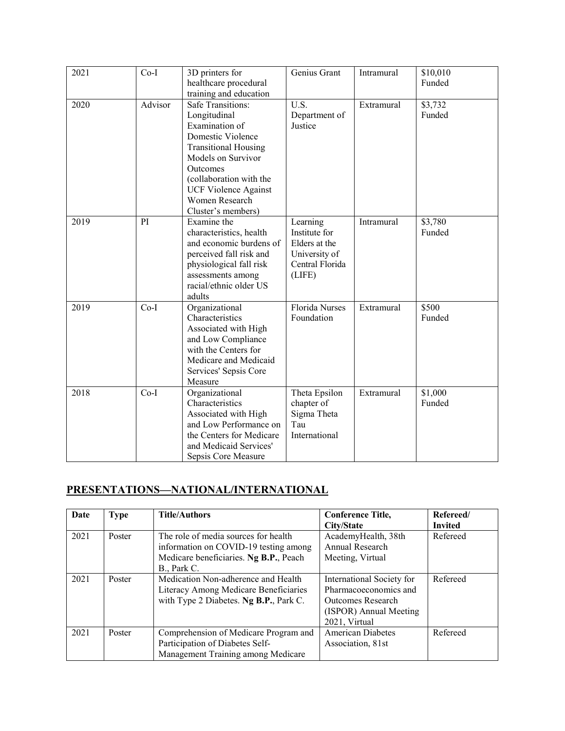| | | | | | |
|---|---|---|---|---|---|
| 2021 | Co-I | 3D printers for healthcare procedural training and education | Genius Grant | Intramural | $10,010 Funded |
| 2020 | Advisor | Safe Transitions: Longitudinal Examination of Domestic Violence Transitional Housing Models on Survivor Outcomes (collaboration with the UCF Violence Against Women Research Cluster's members) | U.S. Department of Justice | Extramural | $3,732 Funded |
| 2019 | PI | Examine the characteristics, health and economic burdens of perceived fall risk and physiological fall risk assessments among racial/ethnic older US adults | Learning Institute for Elders at the University of Central Florida (LIFE) | Intramural | $3,780 Funded |
| 2019 | Co-I | Organizational Characteristics Associated with High and Low Compliance with the Centers for Medicare and Medicaid Services' Sepsis Core Measure | Florida Nurses Foundation | Extramural | $500 Funded |
| 2018 | Co-I | Organizational Characteristics Associated with High and Low Performance on the Centers for Medicare and Medicaid Services' Sepsis Core Measure | Theta Epsilon chapter of Sigma Theta Tau International | Extramural | $1,000 Funded |

## PRESENTATIONS—NATIONAL/INTERNATIONAL

| Date | Type | Title/Authors | Conference Title, City/State | Refereed/ Invited |
|---|---|---|---|---|
| 2021 | Poster | The role of media sources for health information on COVID-19 testing among Medicare beneficiaries. **Ng B.P.**, Peach B., Park C. | AcademyHealth, 38th Annual Research Meeting, Virtual | Refereed |
| 2021 | Poster | Medication Non-adherence and Health Literacy Among Medicare Beneficiaries with Type 2 Diabetes. **Ng B.P.**, Park C. | International Society for Pharmacoeconomics and Outcomes Research (ISPOR) Annual Meeting 2021, Virtual | Refereed |
| 2021 | Poster | Comprehension of Medicare Program and Participation of Diabetes Self-Management Training among Medicare | American Diabetes Association, 81st | Refereed |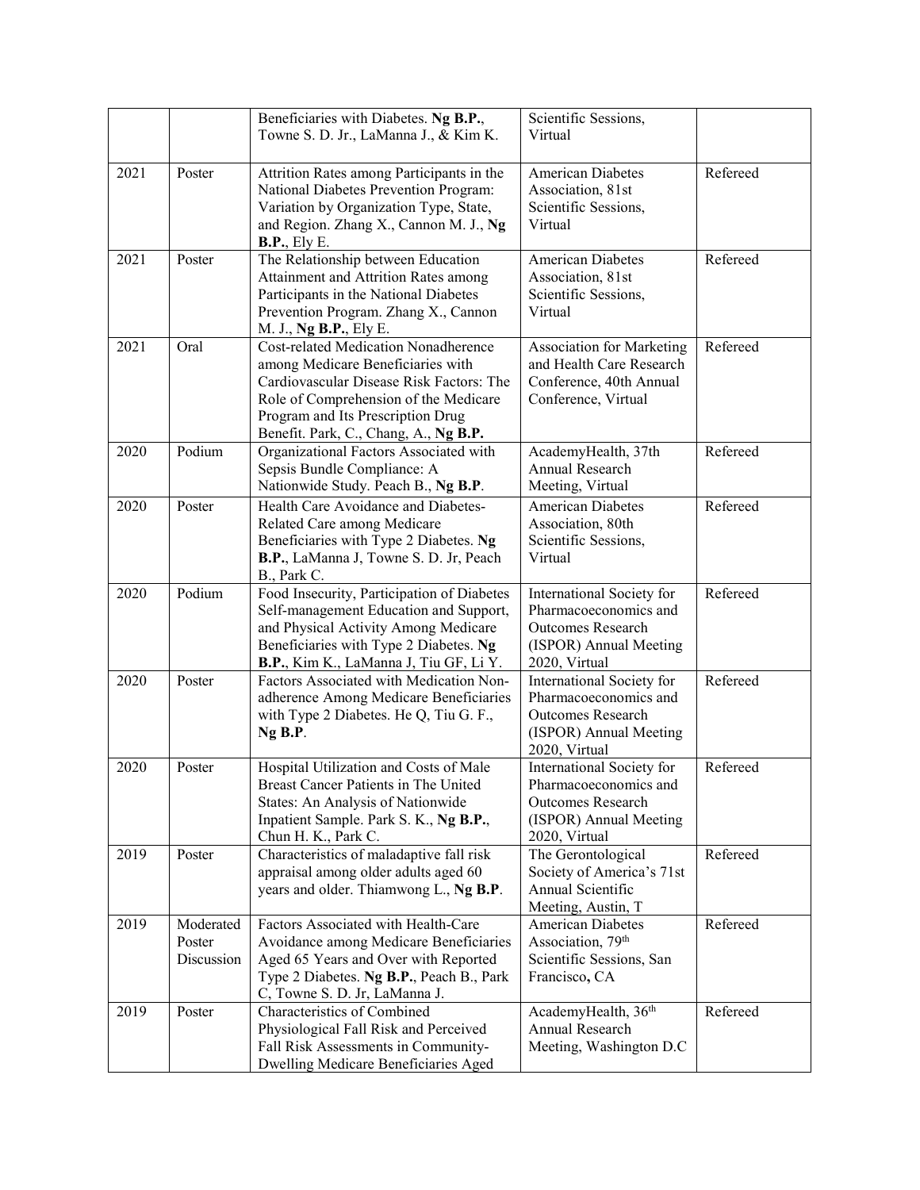| | | Beneficiaries with Diabetes. **Ng B.P.**, Towne S. D. Jr., LaManna J., & Kim K. | Scientific Sessions, Virtual | |
|---|---|---|---|---|
| 2021 | Poster | Attrition Rates among Participants in the National Diabetes Prevention Program: Variation by Organization Type, State, and Region. Zhang X., Cannon M. J., **Ng B.P.**, Ely E. | American Diabetes Association, 81st Scientific Sessions, Virtual | Refereed |
| 2021 | Poster | The Relationship between Education Attainment and Attrition Rates among Participants in the National Diabetes Prevention Program. Zhang X., Cannon M. J., **Ng B.P.**, Ely E. | American Diabetes Association, 81st Scientific Sessions, Virtual | Refereed |
| 2021 | Oral | Cost-related Medication Nonadherence among Medicare Beneficiaries with Cardiovascular Disease Risk Factors: The Role of Comprehension of the Medicare Program and Its Prescription Drug Benefit. Park, C., Chang, A., **Ng B.P.** | Association for Marketing and Health Care Research Conference, 40th Annual Conference, Virtual | Refereed |
| 2020 | Podium | Organizational Factors Associated with Sepsis Bundle Compliance: A Nationwide Study. Peach B., **Ng B.P**. | AcademyHealth, 37th Annual Research Meeting, Virtual | Refereed |
| 2020 | Poster | Health Care Avoidance and Diabetes-Related Care among Medicare Beneficiaries with Type 2 Diabetes. **Ng B.P.**, LaManna J, Towne S. D. Jr, Peach B., Park C. | American Diabetes Association, 80th Scientific Sessions, Virtual | Refereed |
| 2020 | Podium | Food Insecurity, Participation of Diabetes Self-management Education and Support, and Physical Activity Among Medicare Beneficiaries with Type 2 Diabetes. **Ng B.P.**, Kim K., LaManna J, Tiu GF, Li Y. | International Society for Pharmacoeconomics and Outcomes Research (ISPOR) Annual Meeting 2020, Virtual | Refereed |
| 2020 | Poster | Factors Associated with Medication Non-adherence Among Medicare Beneficiaries with Type 2 Diabetes. He Q, Tiu G. F., **Ng B.P**. | International Society for Pharmacoeconomics and Outcomes Research (ISPOR) Annual Meeting 2020, Virtual | Refereed |
| 2020 | Poster | Hospital Utilization and Costs of Male Breast Cancer Patients in The United States: An Analysis of Nationwide Inpatient Sample. Park S. K., **Ng B.P.**, Chun H. K., Park C. | International Society for Pharmacoeconomics and Outcomes Research (ISPOR) Annual Meeting 2020, Virtual | Refereed |
| 2019 | Poster | Characteristics of maladaptive fall risk appraisal among older adults aged 60 years and older. Thiamwong L., **Ng B.P**. | The Gerontological Society of America's 71st Annual Scientific Meeting, Austin, T | Refereed |
| 2019 | Moderated Poster Discussion | Factors Associated with Health-Care Avoidance among Medicare Beneficiaries Aged 65 Years and Over with Reported Type 2 Diabetes. **Ng B.P.**, Peach B., Park C, Towne S. D. Jr, LaManna J. | American Diabetes Association, 79th Scientific Sessions, San Francisco**,** CA | Refereed |
| 2019 | Poster | Characteristics of Combined Physiological Fall Risk and Perceived Fall Risk Assessments in Community-Dwelling Medicare Beneficiaries Aged | AcademyHealth, 36th Annual Research Meeting, Washington D.C | Refereed |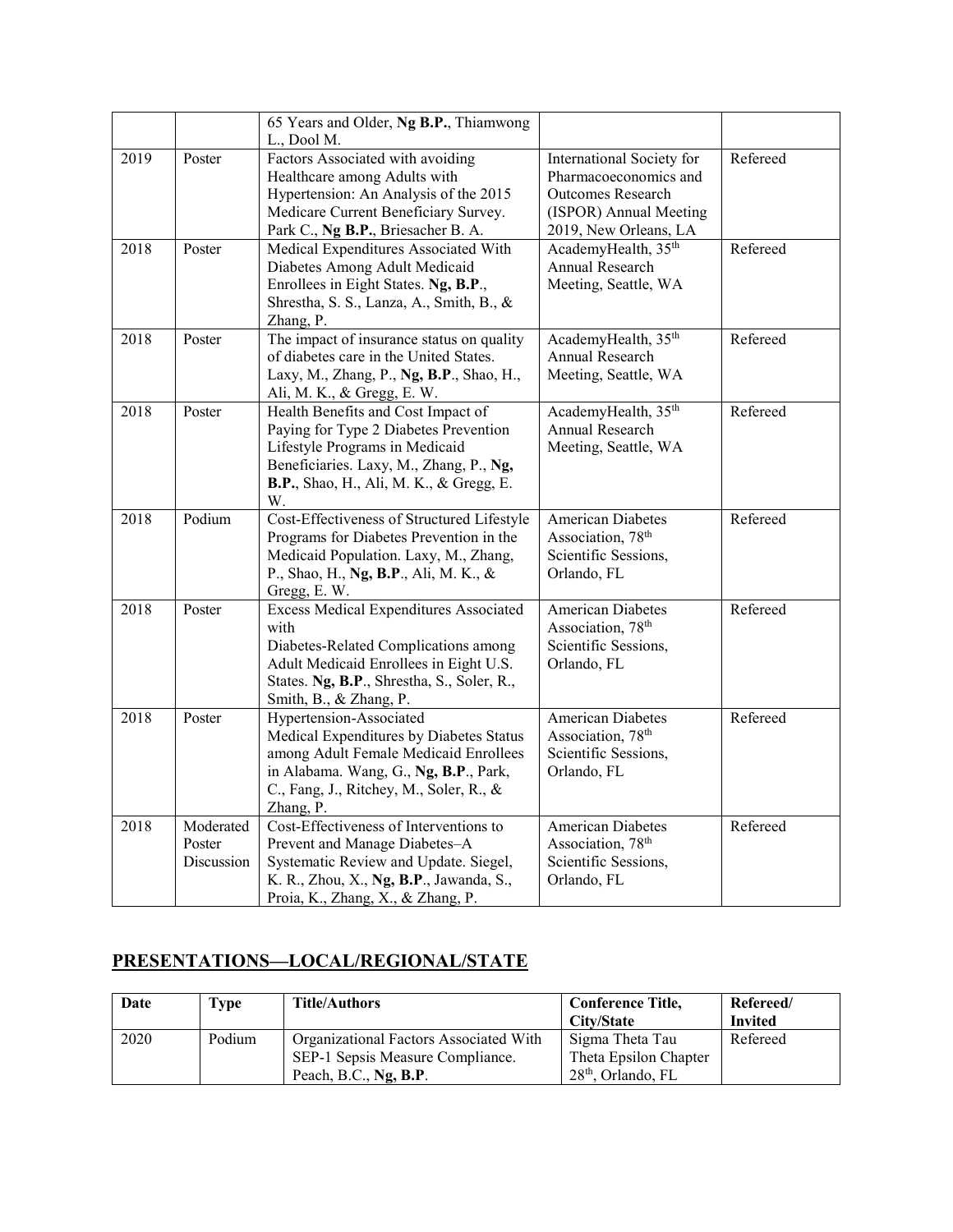| | | | | |
|---|---|---|---|---|
| | | 65 Years and Older, **Ng B.P.**, Thiamwong L., Dool M. | | |
| 2019 | Poster | Factors Associated with avoiding Healthcare among Adults with Hypertension: An Analysis of the 2015 Medicare Current Beneficiary Survey. Park C., **Ng B.P.**, Briesacher B. A. | International Society for Pharmacoeconomics and Outcomes Research (ISPOR) Annual Meeting 2019, New Orleans, LA | Refereed |
| 2018 | Poster | Medical Expenditures Associated With Diabetes Among Adult Medicaid Enrollees in Eight States. **Ng, B.P.**, Shrestha, S. S., Lanza, A., Smith, B., & Zhang, P. | AcademyHealth, 35th Annual Research Meeting, Seattle, WA | Refereed |
| 2018 | Poster | The impact of insurance status on quality of diabetes care in the United States. Laxy, M., Zhang, P., **Ng, B.P**., Shao, H., Ali, M. K., & Gregg, E. W. | AcademyHealth, 35th Annual Research Meeting, Seattle, WA | Refereed |
| 2018 | Poster | Health Benefits and Cost Impact of Paying for Type 2 Diabetes Prevention Lifestyle Programs in Medicaid Beneficiaries. Laxy, M., Zhang, P., **Ng, B.P.**, Shao, H., Ali, M. K., & Gregg, E. W. | AcademyHealth, 35th Annual Research Meeting, Seattle, WA | Refereed |
| 2018 | Podium | Cost-Effectiveness of Structured Lifestyle Programs for Diabetes Prevention in the Medicaid Population. Laxy, M., Zhang, P., Shao, H., **Ng, B.P**., Ali, M. K., & Gregg, E. W. | American Diabetes Association, 78th Scientific Sessions, Orlando, FL | Refereed |
| 2018 | Poster | Excess Medical Expenditures Associated with Diabetes-Related Complications among Adult Medicaid Enrollees in Eight U.S. States. **Ng, B.P**., Shrestha, S., Soler, R., Smith, B., & Zhang, P. | American Diabetes Association, 78th Scientific Sessions, Orlando, FL | Refereed |
| 2018 | Poster | Hypertension-Associated Medical Expenditures by Diabetes Status among Adult Female Medicaid Enrollees in Alabama. Wang, G., **Ng, B.P**., Park, C., Fang, J., Ritchey, M., Soler, R., & Zhang, P. | American Diabetes Association, 78th Scientific Sessions, Orlando, FL | Refereed |
| 2018 | Moderated Poster Discussion | Cost-Effectiveness of Interventions to Prevent and Manage Diabetes–A Systematic Review and Update. Siegel, K. R., Zhou, X., **Ng, B.P**., Jawanda, S., Proia, K., Zhang, X., & Zhang, P. | American Diabetes Association, 78th Scientific Sessions, Orlando, FL | Refereed |

## PRESENTATIONS—LOCAL/REGIONAL/STATE

| Date | Type | Title/Authors | Conference Title, City/State | Refereed/ Invited |
|---|---|---|---|---|
| 2020 | Podium | Organizational Factors Associated With SEP-1 Sepsis Measure Compliance. Peach, B.C., **Ng, B.P**. | Sigma Theta Tau Theta Epsilon Chapter 28th, Orlando, FL | Refereed |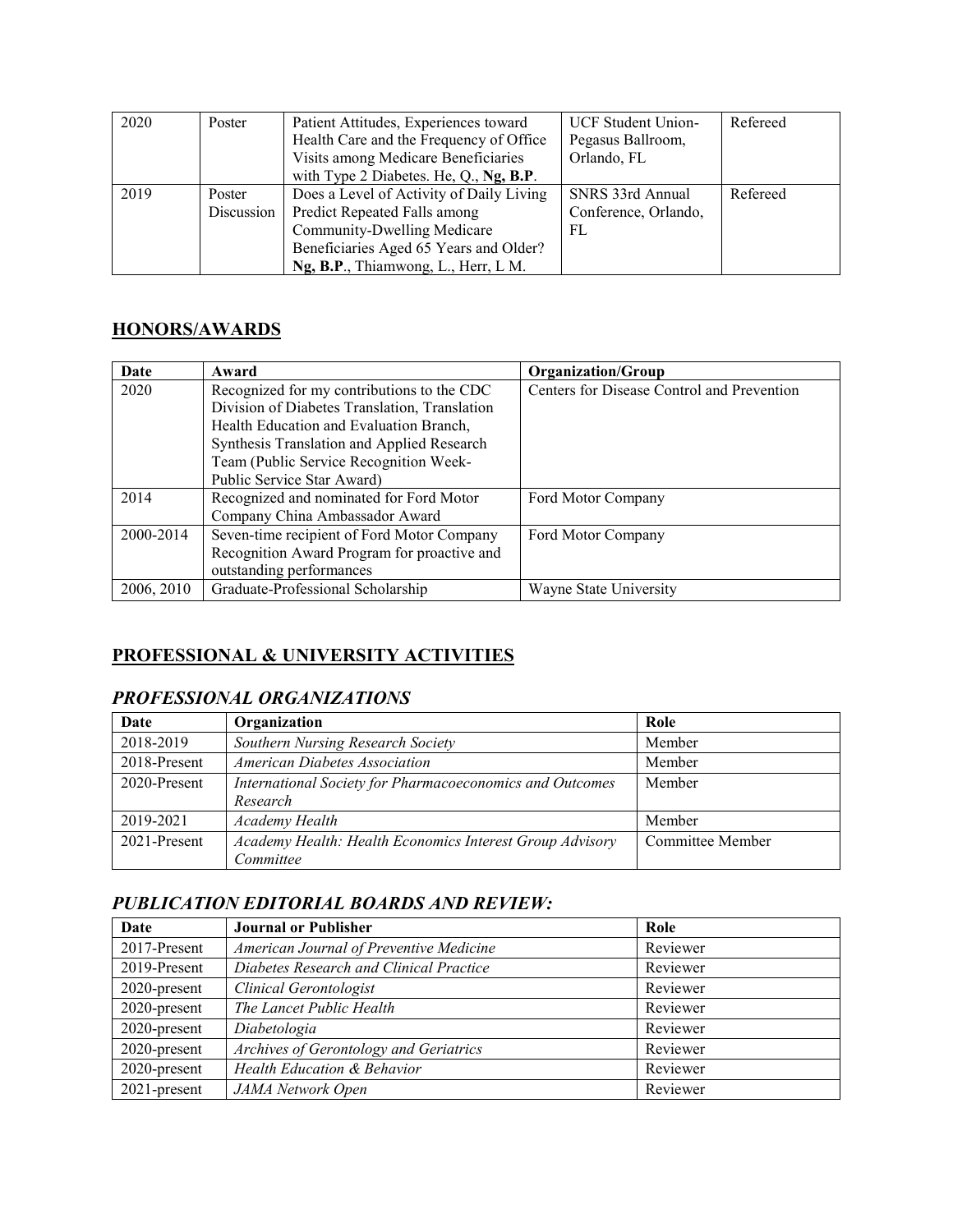| 2020 | Poster | Patient Attitudes, Experiences toward Health Care and the Frequency of Office Visits among Medicare Beneficiaries with Type 2 Diabetes. He, Q., **Ng, B.P**. | UCF Student Union-Pegasus Ballroom, Orlando, FL | Refereed |
|---|---|---|---|---|
| 2019 | Poster Discussion | Does a Level of Activity of Daily Living Predict Repeated Falls among Community-Dwelling Medicare Beneficiaries Aged 65 Years and Older? **Ng, B.P**., Thiamwong, L., Herr, L M. | SNRS 33rd Annual Conference, Orlando, FL | Refereed |

## HONORS/AWARDS

| Date | Award | Organization/Group |
|---|---|---|
| 2020 | Recognized for my contributions to the CDC Division of Diabetes Translation, Translation Health Education and Evaluation Branch, Synthesis Translation and Applied Research Team (Public Service Recognition Week-Public Service Star Award) | Centers for Disease Control and Prevention |
| 2014 | Recognized and nominated for Ford Motor Company China Ambassador Award | Ford Motor Company |
| 2000-2014 | Seven-time recipient of Ford Motor Company Recognition Award Program for proactive and outstanding performances | Ford Motor Company |
| 2006, 2010 | Graduate-Professional Scholarship | Wayne State University |

## PROFESSIONAL & UNIVERSITY ACTIVITIES

### *PROFESSIONAL ORGANIZATIONS*

| Date | Organization | Role |
|---|---|---|
| 2018-2019 | *Southern Nursing Research Society* | Member |
| 2018-Present | *American Diabetes Association* | Member |
| 2020-Present | *International Society for Pharmacoeconomics and Outcomes Research* | Member |
| 2019-2021 | *Academy Health* | Member |
| 2021-Present | *Academy Health: Health Economics Interest Group Advisory Committee* | Committee Member |

### *PUBLICATION EDITORIAL BOARDS AND REVIEW:*

| Date | Journal or Publisher | Role |
|---|---|---|
| 2017-Present | *American Journal of Preventive Medicine* | Reviewer |
| 2019-Present | *Diabetes Research and Clinical Practice* | Reviewer |
| 2020-present | *Clinical Gerontologist* | Reviewer |
| 2020-present | *The Lancet Public Health* | Reviewer |
| 2020-present | *Diabetologia* | Reviewer |
| 2020-present | *Archives of Gerontology and Geriatrics* | Reviewer |
| 2020-present | *Health Education & Behavior* | Reviewer |
| 2021-present | *JAMA Network Open* | Reviewer |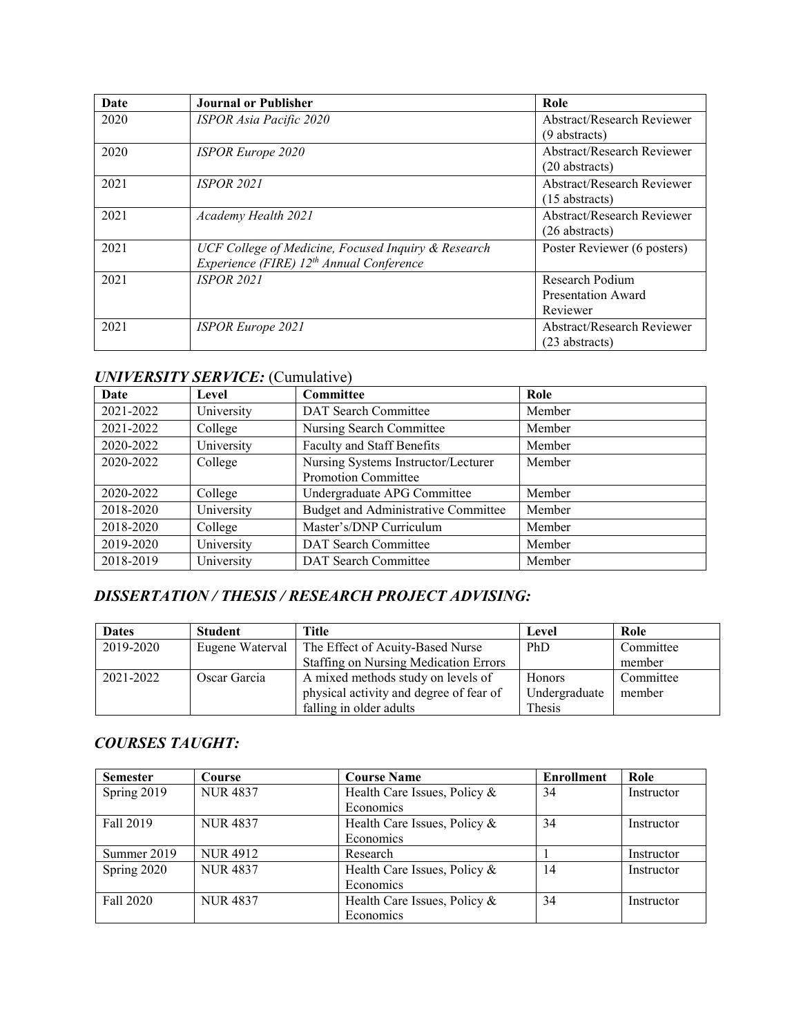| Date | Journal or Publisher | Role |
|---|---|---|
| 2020 | *ISPOR Asia Pacific 2020* | Abstract/Research Reviewer (9 abstracts) |
| 2020 | *ISPOR Europe 2020* | Abstract/Research Reviewer (20 abstracts) |
| 2021 | *ISPOR 2021* | Abstract/Research Reviewer (15 abstracts) |
| 2021 | *Academy Health 2021* | Abstract/Research Reviewer (26 abstracts) |
| 2021 | *UCF College of Medicine, Focused Inquiry & Research Experience (FIRE) 12th Annual Conference* | Poster Reviewer (6 posters) |
| 2021 | *ISPOR 2021* | Research Podium Presentation Award Reviewer |
| 2021 | *ISPOR Europe 2021* | Abstract/Research Reviewer (23 abstracts) |

## *UNIVERSITY SERVICE:* (Cumulative)

| Date | Level | Committee | Role |
|---|---|---|---|
| 2021-2022 | University | DAT Search Committee | Member |
| 2021-2022 | College | Nursing Search Committee | Member |
| 2020-2022 | University | Faculty and Staff Benefits | Member |
| 2020-2022 | College | Nursing Systems Instructor/Lecturer Promotion Committee | Member |
| 2020-2022 | College | Undergraduate APG Committee | Member |
| 2018-2020 | University | Budget and Administrative Committee | Member |
| 2018-2020 | College | Master's/DNP Curriculum | Member |
| 2019-2020 | University | DAT Search Committee | Member |
| 2018-2019 | University | DAT Search Committee | Member |

## *DISSERTATION / THESIS / RESEARCH PROJECT ADVISING:*

| Dates | Student | Title | Level | Role |
|---|---|---|---|---|
| 2019-2020 | Eugene Waterval | The Effect of Acuity-Based Nurse Staffing on Nursing Medication Errors | PhD | Committee member |
| 2021-2022 | Oscar Garcia | A mixed methods study on levels of physical activity and degree of fear of falling in older adults | Honors Undergraduate Thesis | Committee member |

## *COURSES TAUGHT:*

| Semester | Course | Course Name | Enrollment | Role |
|---|---|---|---|---|
| Spring 2019 | NUR 4837 | Health Care Issues, Policy & Economics | 34 | Instructor |
| Fall 2019 | NUR 4837 | Health Care Issues, Policy & Economics | 34 | Instructor |
| Summer 2019 | NUR 4912 | Research | 1 | Instructor |
| Spring 2020 | NUR 4837 | Health Care Issues, Policy & Economics | 14 | Instructor |
| Fall 2020 | NUR 4837 | Health Care Issues, Policy & Economics | 34 | Instructor |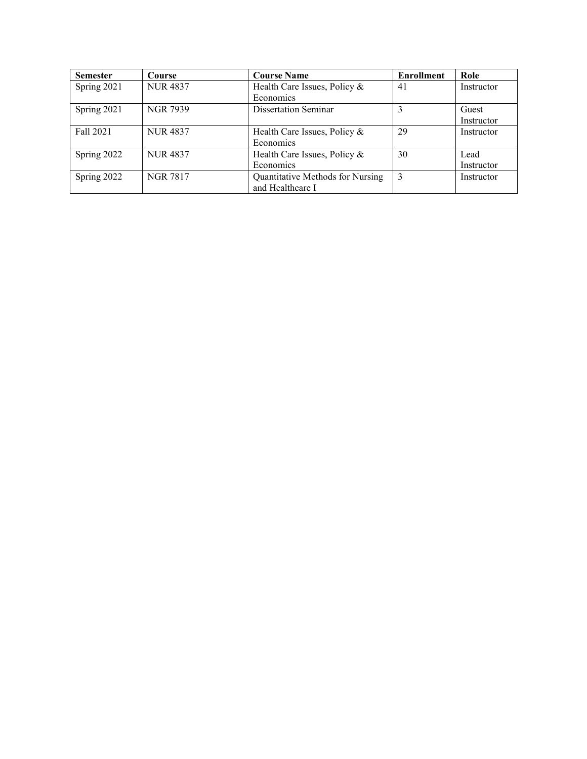| Semester | Course | Course Name | Enrollment | Role |
|---|---|---|---|---|
| Spring 2021 | NUR 4837 | Health Care Issues, Policy & Economics | 41 | Instructor |
| Spring 2021 | NGR 7939 | Dissertation Seminar | 3 | Guest Instructor |
| Fall 2021 | NUR 4837 | Health Care Issues, Policy & Economics | 29 | Instructor |
| Spring 2022 | NUR 4837 | Health Care Issues, Policy & Economics | 30 | Lead Instructor |
| Spring 2022 | NGR 7817 | Quantitative Methods for Nursing and Healthcare I | 3 | Instructor |